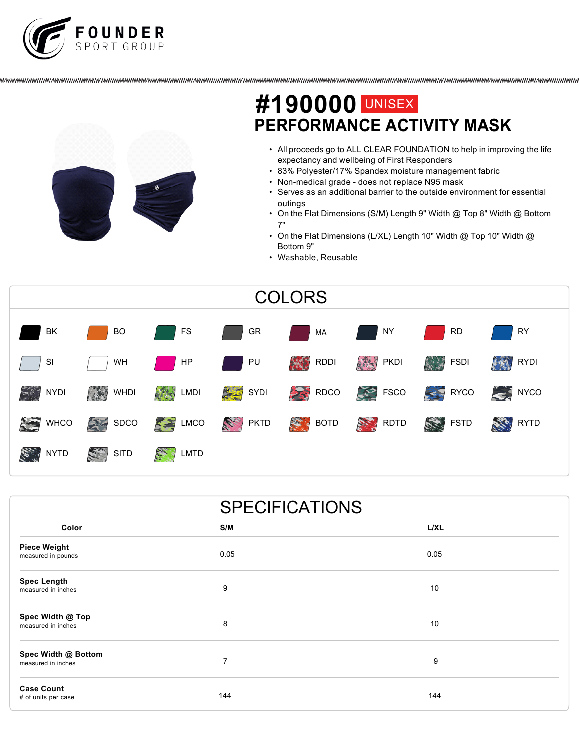FOUNDER
SPORT GROUP

# #190000 UNISEX
# PERFORMANCE ACTIVITY MASK

- All proceeds go to ALL CLEAR FOUNDATION to help in improving the life expectancy and wellbeing of First Responders
- 83% Polyester/17% Spandex moisture management fabric
- Non-medical grade - does not replace N95 mask
- Serves as an additional barrier to the outside environment for essential outings
- On the Flat Dimensions (S/M) Length 9" Width @ Top 8" Width @ Bottom 7"
- On the Flat Dimensions (L/XL) Length 10" Width @ Top 10" Width @ Bottom 9"
- Washable, Reusable

## COLORS

| | | | | | | | |
|---|---|---|---|---|---|---|---|
| BK | BO | FS | GR | MA | NY | RD | RY |
| SI | WH | HP | PU | RDDI | PKDI | FSDI | RYDI |
| NYDI | WHDI | LMDI | SYDI | RDCO | FSCO | RYCO | NYCO |
| WHCO | SDCO | LMCO | PKTD | BOTD | RDTD | FSTD | RYTD |
| NYTD | SITD | LMTD | | | | | |

## SPECIFICATIONS

| Color | S/M | L/XL |
|---|---|---|
| **Piece Weight** measured in pounds | 0.05 | 0.05 |
| **Spec Length** measured in inches | 9 | 10 |
| **Spec Width @ Top** measured in inches | 8 | 10 |
| **Spec Width @ Bottom** measured in inches | 7 | 9 |
| **Case Count** # of units per case | 144 | 144 |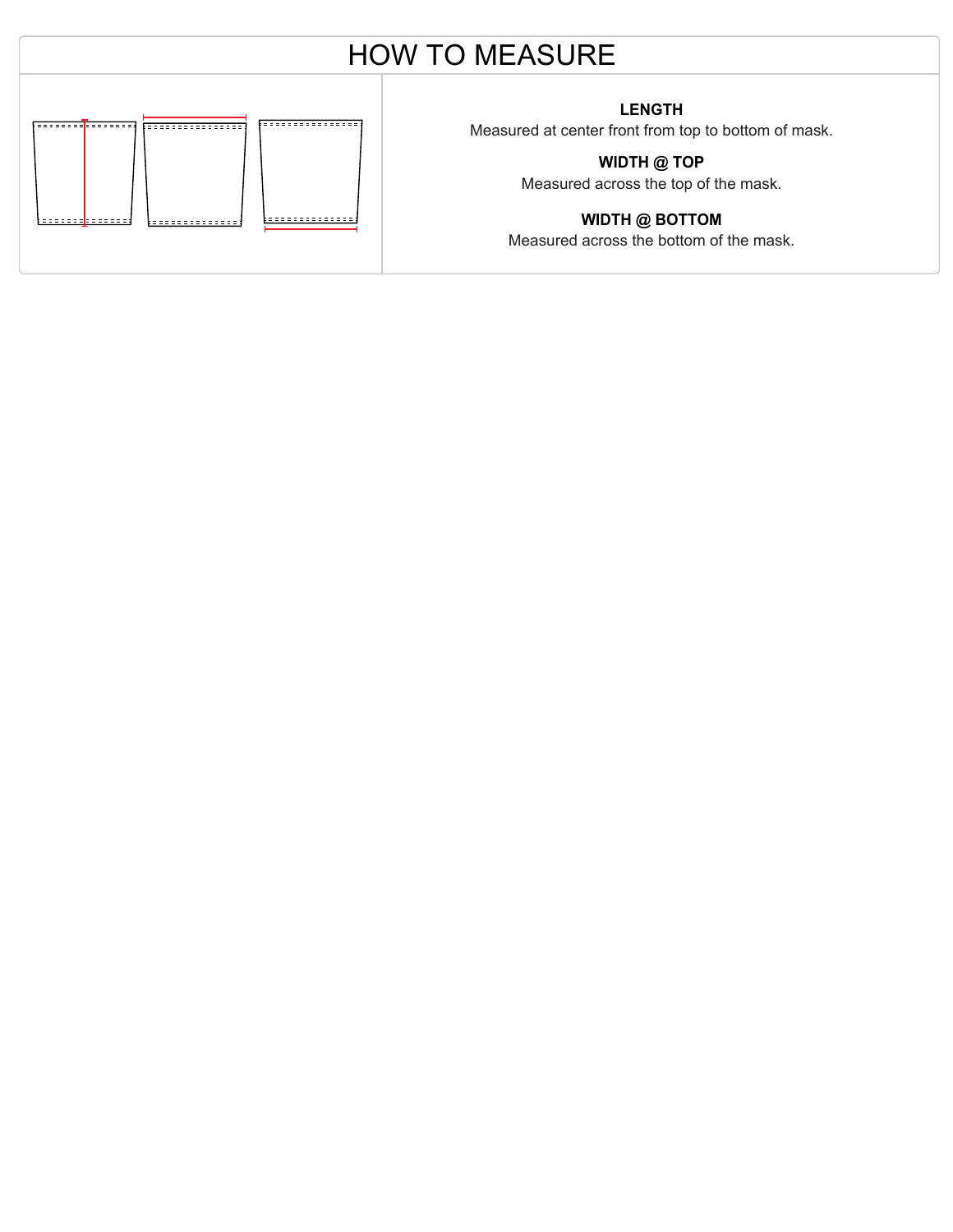# HOW TO MEASURE

**LENGTH**
Measured at center front from top to bottom of mask.

**WIDTH @ TOP**
Measured across the top of the mask.

**WIDTH @ BOTTOM**
Measured across the bottom of the mask.